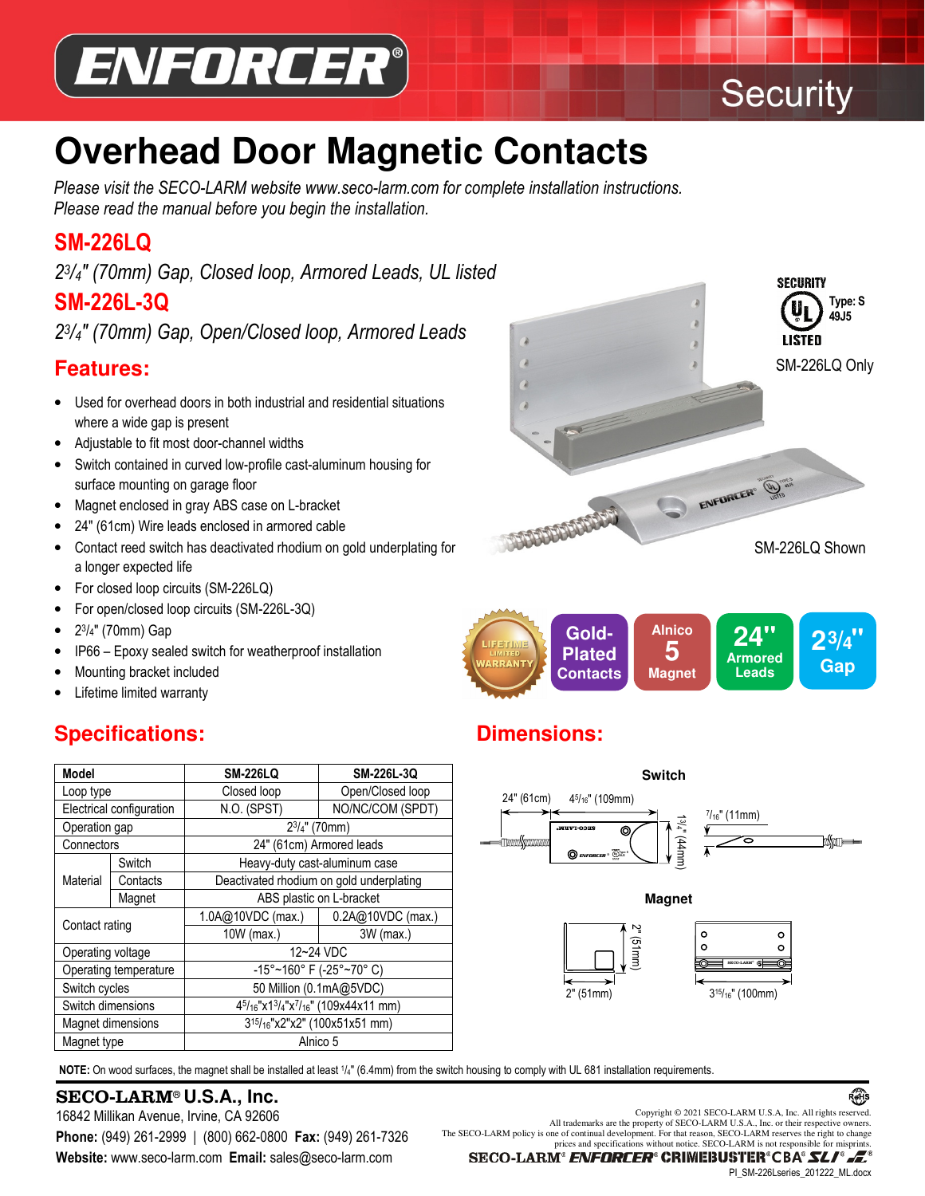# Overhead Door Magnetic Contacts

*Please visit the SECO-LARM website www.seco-larm.com for complete installation instructions.*
*Please read the manual before you begin the installation.*

## SM-226LQ

*2¾" (70mm) Gap, Closed loop, Armored Leads, UL listed*

## SM-226L-3Q

*2¾" (70mm) Gap, Open/Closed loop, Armored Leads*

SECURITY UL LISTED Type: S 49J5

SM-226LQ Only

SM-226LQ Shown

## Features:

- Used for overhead doors in both industrial and residential situations where a wide gap is present
- Adjustable to fit most door-channel widths
- Switch contained in curved low-profile cast-aluminum housing for surface mounting on garage floor
- Magnet enclosed in gray ABS case on L-bracket
- 24" (61cm) Wire leads enclosed in armored cable
- Contact reed switch has deactivated rhodium on gold underplating for a longer expected life
- For closed loop circuits (SM-226LQ)
- For open/closed loop circuits (SM-226L-3Q)
- 2¾" (70mm) Gap
- IP66 – Epoxy sealed switch for weatherproof installation
- Mounting bracket included
- Lifetime limited warranty

Lifetime Limited Warranty | Gold-Plated Contacts | Alnico 5 Magnet | 24" Armored Leads | 2¾" Gap

## Specifications:

| Model | | SM-226LQ | SM-226L-3Q |
|---|---|---|---|
| Loop type | | Closed loop | Open/Closed loop |
| Electrical configuration | | N.O. (SPST) | NO/NC/COM (SPDT) |
| Operation gap | | 2¾" (70mm) | |
| Connectors | | 24" (61cm) Armored leads | |
| Material | Switch | Heavy-duty cast-aluminum case | |
| | Contacts | Deactivated rhodium on gold underplating | |
| | Magnet | ABS plastic on L-bracket | |
| Contact rating | | 1.0A@10VDC (max.) | 0.2A@10VDC (max.) |
| | | 10W (max.) | 3W (max.) |
| Operating voltage | | 12~24 VDC | |
| Operating temperature | | -15°~160° F (-25°~70° C) | |
| Switch cycles | | 50 Million (0.1mA@5VDC) | |
| Switch dimensions | | 4$^{5}/_{16}$"x1¾"x$^{7}/_{16}$" (109x44x11 mm) | |
| Magnet dimensions | | 3$^{15}/_{16}$"x2"x2" (100x51x51 mm) | |
| Magnet type | | Alnico 5 | |

## Dimensions:

**Switch**

24" (61cm) 4$^{5}/_{16}$" (109mm) 1¾" (44mm) $^{7}/_{16}$" (11mm)

**Magnet**

2" (51mm) 2" (51mm) 3$^{15}/_{16}$" (100mm)

**NOTE:** On wood surfaces, the magnet shall be installed at least ¼" (6.4mm) from the switch housing to comply with UL 681 installation requirements.

**SECO-LARM® U.S.A., Inc.**
16842 Millikan Avenue, Irvine, CA 92606
**Phone:** (949) 261-2999 | (800) 662-0800 **Fax:** (949) 261-7326
**Website:** www.seco-larm.com **Email:** sales@seco-larm.com

Copyright © 2021 SECO-LARM U.S.A. Inc. All rights reserved.
All trademarks are the property of SECO-LARM U.S.A., Inc. or their respective owners.
The SECO-LARM policy is one of continual development. For that reason, SECO-LARM reserves the right to change prices and specifications without notice. SECO-LARM is not responsible for misprints.

SECO-LARM® ENFORCER® CRIMEBUSTER® CBA® SLI®

PI_SM-226Lseries_201222_ML.docx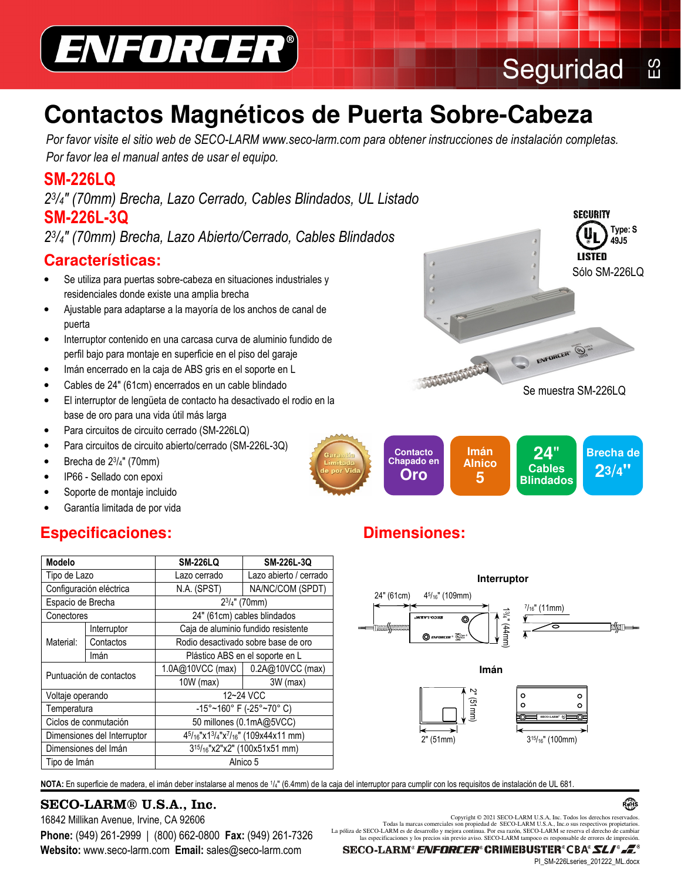# Contactos Magnéticos de Puerta Sobre-Cabeza

*Por favor visite el sitio web de SECO-LARM www.seco-larm.com para obtener instrucciones de instalación completas.*
*Por favor lea el manual antes de usar el equipo.*

## SM-226LQ

*2³/₄" (70mm) Brecha, Lazo Cerrado, Cables Blindados, UL Listado*

## SM-226L-3Q

*2³/₄" (70mm) Brecha, Lazo Abierto/Cerrado, Cables Blindados*

SECURITY UL LISTED Type: S 49J5
Sólo SM-226LQ

Se muestra SM-226LQ

## Características:

- Se utiliza para puertas sobre-cabeza en situaciones industriales y residenciales donde existe una amplia brecha
- Ajustable para adaptarse a la mayoría de los anchos de canal de puerta
- Interruptor contenido en una carcasa curva de aluminio fundido de perfil bajo para montaje en superficie en el piso del garaje
- Imán encerrado en la caja de ABS gris en el soporte en L
- Cables de 24" (61cm) encerrados en un cable blindado
- El interruptor de lengüeta de contacto ha desactivado el rodio en la base de oro para una vida útil más larga
- Para circuitos de circuito cerrado (SM-226LQ)
- Para circuitos de circuito abierto/cerrado (SM-226L-3Q)
- Brecha de 2³/₄" (70mm)
- IP66 - Sellado con epoxi
- Soporte de montaje incluido
- Garantía limitada de por vida

Garantía Limitada de por Vida | Contacto Chapado en Oro | Imán Alnico 5 | 24" Cables Blindados | Brecha de 2³/₄"

## Especificaciones:

| Modelo | | SM-226LQ | SM-226L-3Q |
|---|---|---|---|
| Tipo de Lazo | | Lazo cerrado | Lazo abierto / cerrado |
| Configuración eléctrica | | N.A. (SPST) | NA/NC/COM (SPDT) |
| Espacio de Brecha | | 2³/₄" (70mm) | |
| Conectores | | 24" (61cm) cables blindados | |
| Material: | Interruptor | Caja de aluminio fundido resistente | |
| | Contactos | Rodio desactivado sobre base de oro | |
| | Imán | Plástico ABS en el soporte en L | |
| Puntuación de contactos | | 1.0A@10VCC (max) | 0.2A@10VCC (max) |
| | | 10W (max) | 3W (max) |
| Voltaje operando | | 12~24 VCC | |
| Temperatura | | -15°~160° F (-25°~70° C) | |
| Ciclos de conmutación | | 50 millones (0.1mA@5VCC) | |
| Dimensiones del Interruptor | | 4⁵/₁₆"x1³/₄"x⁷/₁₆" (109x44x11 mm) | |
| Dimensiones del Imán | | 3¹⁵/₁₆"x2"x2" (100x51x51 mm) | |
| Tipo de Imán | | Alnico 5 | |

## Dimensiones:

Interruptor

24" (61cm)
4⁵/₁₆" (109mm)
1³/₄" (44mm)
⁷/₁₆" (11mm)

Imán

2" (51mm)
2" (51mm)
3¹⁵/₁₆" (100mm)

**NOTA:** En superficie de madera, el imán deber instalarse al menos de ¹/₄" (6.4mm) de la caja del interruptor para cumplir con los requisitos de instalación de UL 681.

**SECO-LARM® U.S.A., Inc.**
16842 Millikan Avenue, Irvine, CA 92606
**Phone:** (949) 261-2999 | (800) 662-0800 **Fax:** (949) 261-7326
**Website:** www.seco-larm.com **Email:** sales@seco-larm.com

Copyright © 2021 SECO-LARM U.S.A, Inc. Todos los derechos reservados.
Todas la marcas comerciales son propiedad de SECO-LARM U.S.A., Inc.o sus respectivos propietarios.
La póliza de SECO-LARM es de desarrollo y mejora continua. Por esa razón, SECO-LARM se reserva el derecho de cambiar las especificaciones y los precios sin previo aviso. SECO-LARM tampoco es responsable de errores de impresión.

SECO-LARM® ENFORCER® CRIMEBUSTER® CBA® SLI®

PI_SM-226Lseries_201222_ML.docx